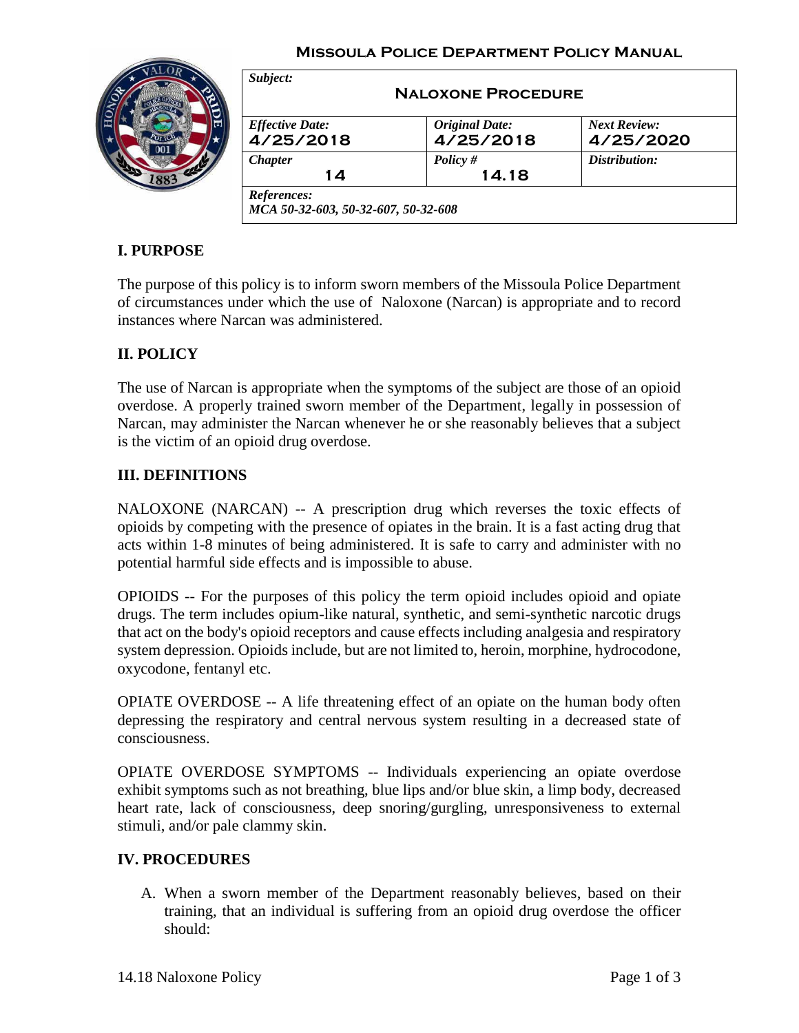**Missoula Police Department Policy Manual**

| *Subject:* **Naloxone Procedure** | | |
|---|---|---|
| *Effective Date:* 4/25/2018 | *Original Date:* 4/25/2018 | *Next Review:* 4/25/2020 |
| *Chapter* 14 | *Policy #* 14.18 | *Distribution:* |
| *References:* MCA 50-32-603, 50-32-607, 50-32-608 | | |

## I. PURPOSE

The purpose of this policy is to inform sworn members of the Missoula Police Department of circumstances under which the use of Naloxone (Narcan) is appropriate and to record instances where Narcan was administered.

## II. POLICY

The use of Narcan is appropriate when the symptoms of the subject are those of an opioid overdose. A properly trained sworn member of the Department, legally in possession of Narcan, may administer the Narcan whenever he or she reasonably believes that a subject is the victim of an opioid drug overdose.

## III. DEFINITIONS

NALOXONE (NARCAN) -- A prescription drug which reverses the toxic effects of opioids by competing with the presence of opiates in the brain. It is a fast acting drug that acts within 1-8 minutes of being administered. It is safe to carry and administer with no potential harmful side effects and is impossible to abuse.

OPIOIDS -- For the purposes of this policy the term opioid includes opioid and opiate drugs. The term includes opium-like natural, synthetic, and semi-synthetic narcotic drugs that act on the body's opioid receptors and cause effects including analgesia and respiratory system depression. Opioids include, but are not limited to, heroin, morphine, hydrocodone, oxycodone, fentanyl etc.

OPIATE OVERDOSE -- A life threatening effect of an opiate on the human body often depressing the respiratory and central nervous system resulting in a decreased state of consciousness.

OPIATE OVERDOSE SYMPTOMS -- Individuals experiencing an opiate overdose exhibit symptoms such as not breathing, blue lips and/or blue skin, a limp body, decreased heart rate, lack of consciousness, deep snoring/gurgling, unresponsiveness to external stimuli, and/or pale clammy skin.

## IV. PROCEDURES

A. When a sworn member of the Department reasonably believes, based on their training, that an individual is suffering from an opioid drug overdose the officer should: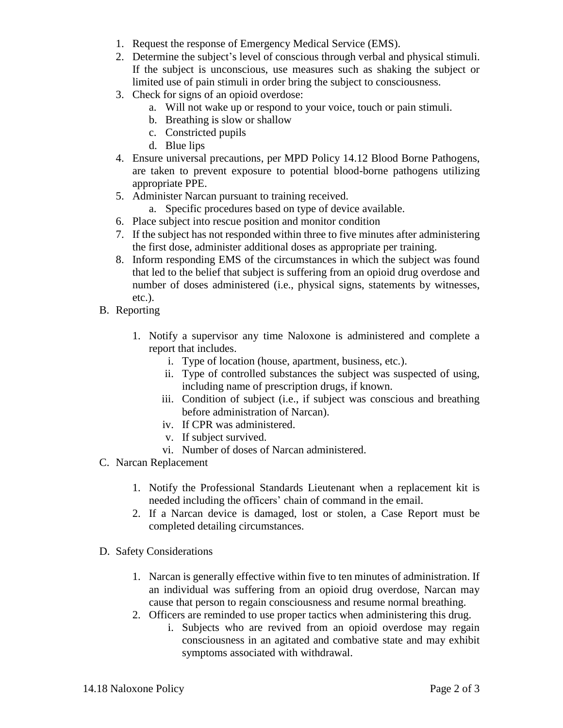1. Request the response of Emergency Medical Service (EMS).
2. Determine the subject's level of conscious through verbal and physical stimuli. If the subject is unconscious, use measures such as shaking the subject or limited use of pain stimuli in order bring the subject to consciousness.
3. Check for signs of an opioid overdose:
   a. Will not wake up or respond to your voice, touch or pain stimuli.
   b. Breathing is slow or shallow
   c. Constricted pupils
   d. Blue lips
4. Ensure universal precautions, per MPD Policy 14.12 Blood Borne Pathogens, are taken to prevent exposure to potential blood-borne pathogens utilizing appropriate PPE.
5. Administer Narcan pursuant to training received.
   a. Specific procedures based on type of device available.
6. Place subject into rescue position and monitor condition
7. If the subject has not responded within three to five minutes after administering the first dose, administer additional doses as appropriate per training.
8. Inform responding EMS of the circumstances in which the subject was found that led to the belief that subject is suffering from an opioid drug overdose and number of doses administered (i.e., physical signs, statements by witnesses, etc.).

B. Reporting

1. Notify a supervisor any time Naloxone is administered and complete a report that includes.
   i. Type of location (house, apartment, business, etc.).
   ii. Type of controlled substances the subject was suspected of using, including name of prescription drugs, if known.
   iii. Condition of subject (i.e., if subject was conscious and breathing before administration of Narcan).
   iv. If CPR was administered.
   v. If subject survived.
   vi. Number of doses of Narcan administered.

C. Narcan Replacement

1. Notify the Professional Standards Lieutenant when a replacement kit is needed including the officers' chain of command in the email.
2. If a Narcan device is damaged, lost or stolen, a Case Report must be completed detailing circumstances.

D. Safety Considerations

1. Narcan is generally effective within five to ten minutes of administration. If an individual was suffering from an opioid drug overdose, Narcan may cause that person to regain consciousness and resume normal breathing.
2. Officers are reminded to use proper tactics when administering this drug.
   i. Subjects who are revived from an opioid overdose may regain consciousness in an agitated and combative state and may exhibit symptoms associated with withdrawal.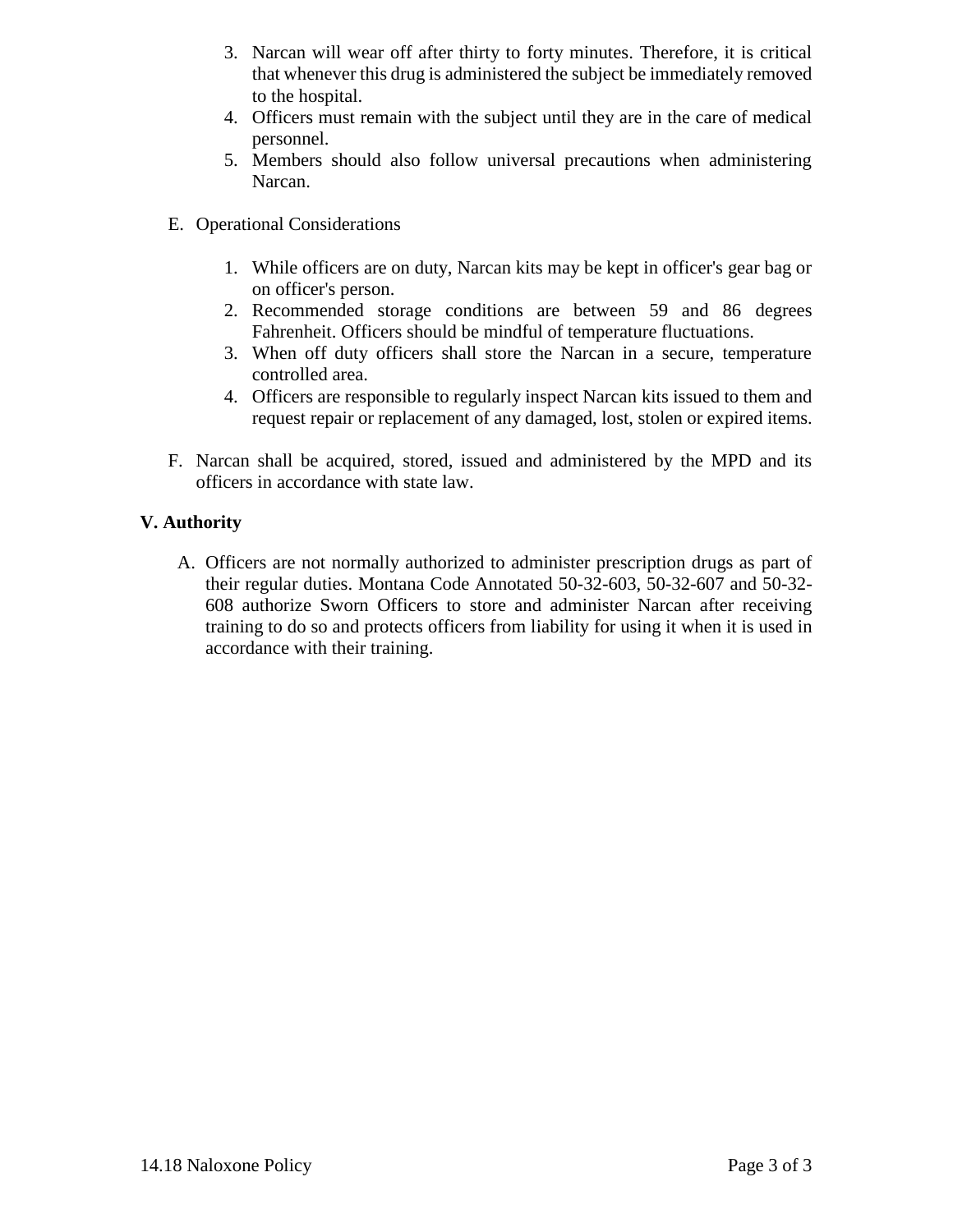3. Narcan will wear off after thirty to forty minutes. Therefore, it is critical that whenever this drug is administered the subject be immediately removed to the hospital.
4. Officers must remain with the subject until they are in the care of medical personnel.
5. Members should also follow universal precautions when administering Narcan.

E. Operational Considerations

1. While officers are on duty, Narcan kits may be kept in officer's gear bag or on officer's person.
2. Recommended storage conditions are between 59 and 86 degrees Fahrenheit. Officers should be mindful of temperature fluctuations.
3. When off duty officers shall store the Narcan in a secure, temperature controlled area.
4. Officers are responsible to regularly inspect Narcan kits issued to them and request repair or replacement of any damaged, lost, stolen or expired items.

F. Narcan shall be acquired, stored, issued and administered by the MPD and its officers in accordance with state law.

## V. Authority

A. Officers are not normally authorized to administer prescription drugs as part of their regular duties. Montana Code Annotated 50-32-603, 50-32-607 and 50-32-608 authorize Sworn Officers to store and administer Narcan after receiving training to do so and protects officers from liability for using it when it is used in accordance with their training.